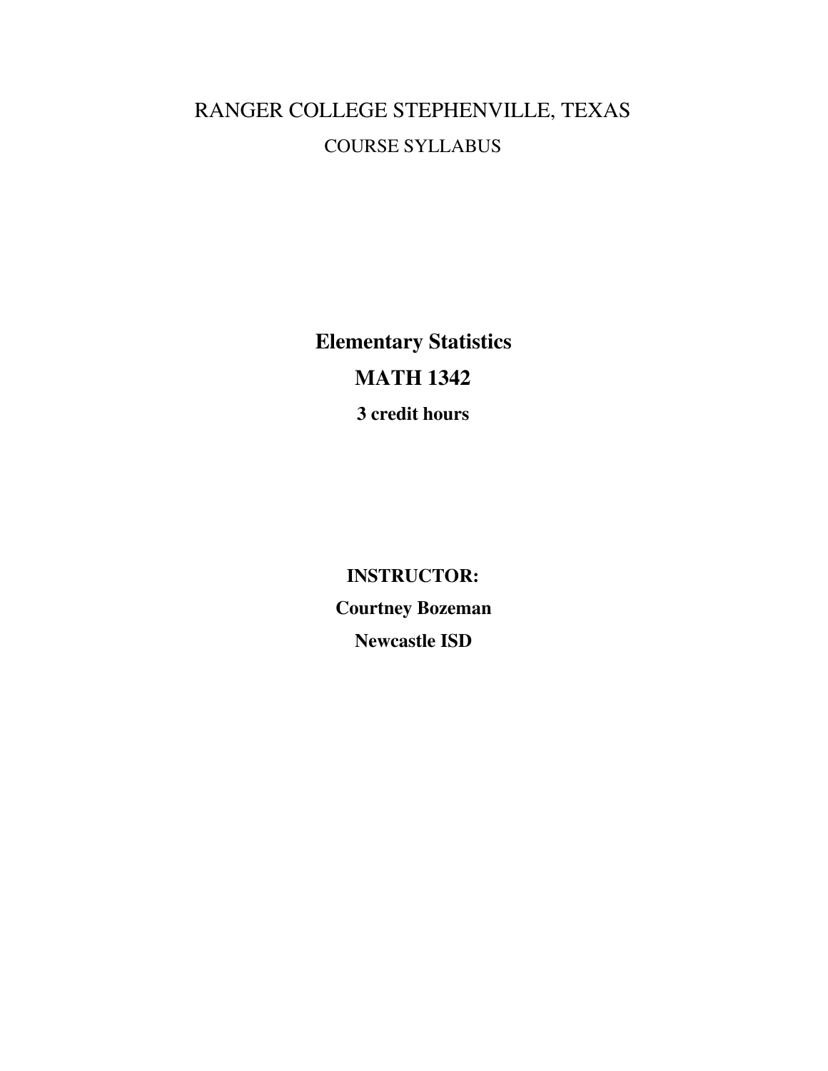# RANGER COLLEGE STEPHENVILLE, TEXAS

COURSE SYLLABUS

## Elementary Statistics

## MATH 1342

**3 credit hours**

**INSTRUCTOR:**

**Courtney Bozeman**

**Newcastle ISD**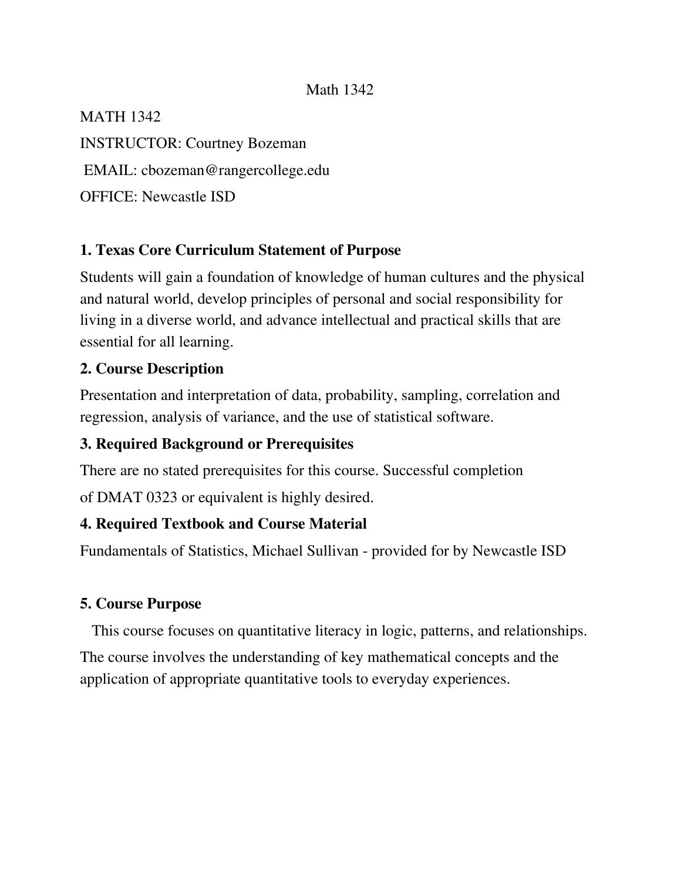Math 1342

MATH 1342

INSTRUCTOR: Courtney Bozeman

EMAIL: cbozeman@rangercollege.edu

OFFICE: Newcastle ISD

### 1. Texas Core Curriculum Statement of Purpose

Students will gain a foundation of knowledge of human cultures and the physical and natural world, develop principles of personal and social responsibility for living in a diverse world, and advance intellectual and practical skills that are essential for all learning.

### 2. Course Description

Presentation and interpretation of data, probability, sampling, correlation and regression, analysis of variance, and the use of statistical software.

### 3. Required Background or Prerequisites

There are no stated prerequisites for this course. Successful completion of DMAT 0323 or equivalent is highly desired.

### 4. Required Textbook and Course Material

Fundamentals of Statistics, Michael Sullivan - provided for by Newcastle ISD

### 5. Course Purpose

This course focuses on quantitative literacy in logic, patterns, and relationships. The course involves the understanding of key mathematical concepts and the application of appropriate quantitative tools to everyday experiences.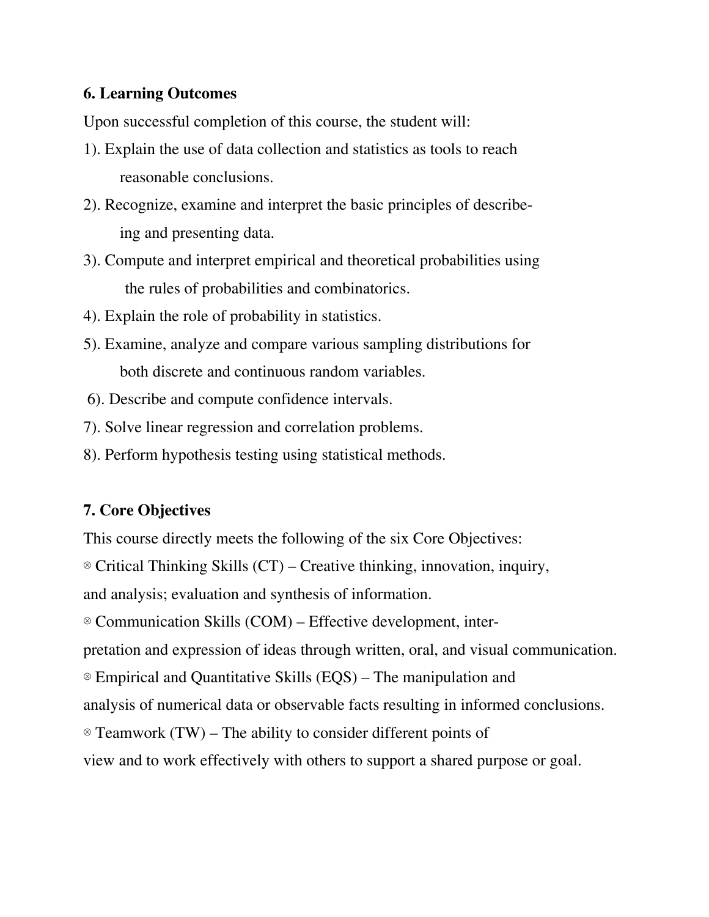## 6. Learning Outcomes

Upon successful completion of this course, the student will:

1). Explain the use of data collection and statistics as tools to reach reasonable conclusions.

2). Recognize, examine and interpret the basic principles of describe-ing and presenting data.

3). Compute and interpret empirical and theoretical probabilities using the rules of probabilities and combinatorics.

4). Explain the role of probability in statistics.

5). Examine, analyze and compare various sampling distributions for both discrete and continuous random variables.

6). Describe and compute confidence intervals.

7). Solve linear regression and correlation problems.

8). Perform hypothesis testing using statistical methods.

## 7. Core Objectives

This course directly meets the following of the six Core Objectives:

⊗ Critical Thinking Skills (CT) – Creative thinking, innovation, inquiry, and analysis; evaluation and synthesis of information.

⊗ Communication Skills (COM) – Effective development, inter-pretation and expression of ideas through written, oral, and visual communication.

⊗ Empirical and Quantitative Skills (EQS) – The manipulation and analysis of numerical data or observable facts resulting in informed conclusions.

⊗ Teamwork (TW) – The ability to consider different points of view and to work effectively with others to support a shared purpose or goal.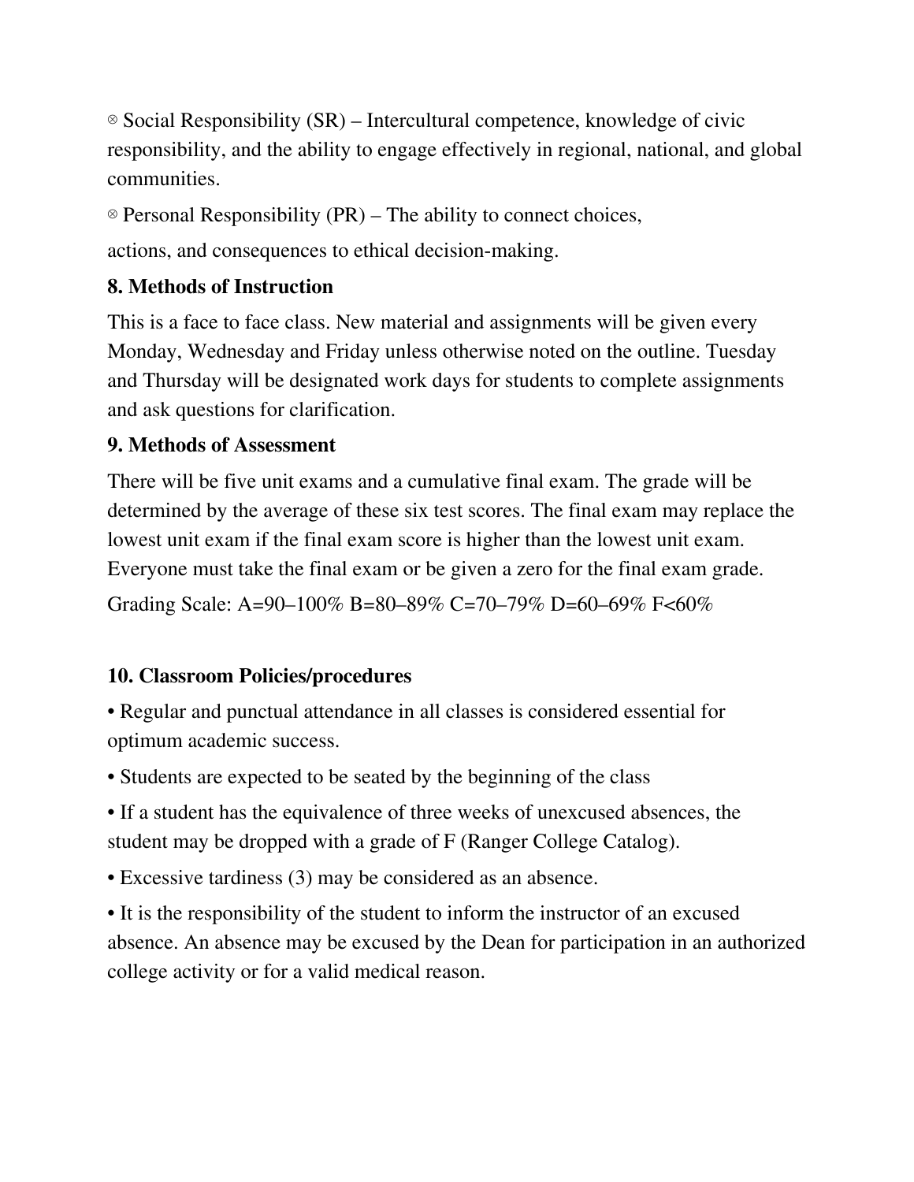⊗ Social Responsibility (SR) – Intercultural competence, knowledge of civic responsibility, and the ability to engage effectively in regional, national, and global communities.

⊗ Personal Responsibility (PR) – The ability to connect choices,

actions, and consequences to ethical decision-making.

**8. Methods of Instruction**

This is a face to face class. New material and assignments will be given every Monday, Wednesday and Friday unless otherwise noted on the outline. Tuesday and Thursday will be designated work days for students to complete assignments and ask questions for clarification.

**9. Methods of Assessment**

There will be five unit exams and a cumulative final exam. The grade will be determined by the average of these six test scores. The final exam may replace the lowest unit exam if the final exam score is higher than the lowest unit exam. Everyone must take the final exam or be given a zero for the final exam grade.

Grading Scale: A=90–100% B=80–89% C=70–79% D=60–69% F<60%

**10. Classroom Policies/procedures**

- Regular and punctual attendance in all classes is considered essential for optimum academic success.
- Students are expected to be seated by the beginning of the class
- If a student has the equivalence of three weeks of unexcused absences, the student may be dropped with a grade of F (Ranger College Catalog).
- Excessive tardiness (3) may be considered as an absence.
- It is the responsibility of the student to inform the instructor of an excused absence. An absence may be excused by the Dean for participation in an authorized college activity or for a valid medical reason.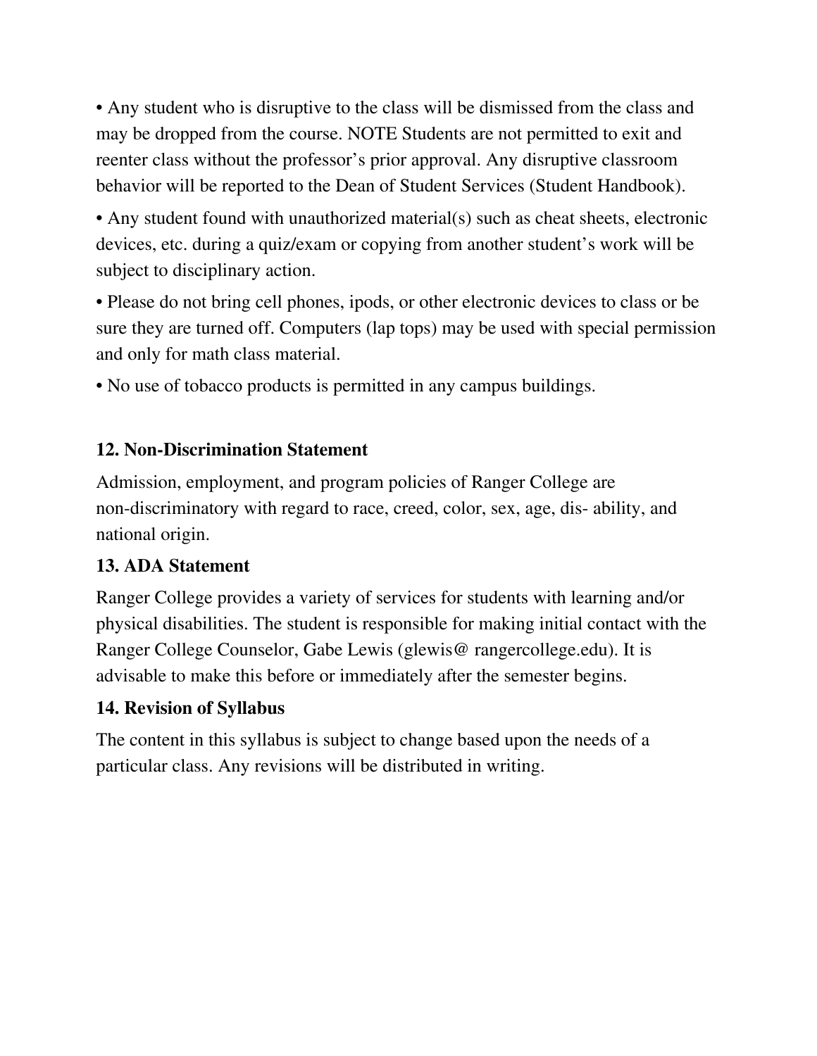- Any student who is disruptive to the class will be dismissed from the class and may be dropped from the course. NOTE Students are not permitted to exit and reenter class without the professor's prior approval. Any disruptive classroom behavior will be reported to the Dean of Student Services (Student Handbook).
- Any student found with unauthorized material(s) such as cheat sheets, electronic devices, etc. during a quiz/exam or copying from another student's work will be subject to disciplinary action.
- Please do not bring cell phones, ipods, or other electronic devices to class or be sure they are turned off. Computers (lap tops) may be used with special permission and only for math class material.
- No use of tobacco products is permitted in any campus buildings.

**12. Non-Discrimination Statement**

Admission, employment, and program policies of Ranger College are non-discriminatory with regard to race, creed, color, sex, age, dis- ability, and national origin.

**13. ADA Statement**

Ranger College provides a variety of services for students with learning and/or physical disabilities. The student is responsible for making initial contact with the Ranger College Counselor, Gabe Lewis (glewis@ rangercollege.edu). It is advisable to make this before or immediately after the semester begins.

**14. Revision of Syllabus**

The content in this syllabus is subject to change based upon the needs of a particular class. Any revisions will be distributed in writing.